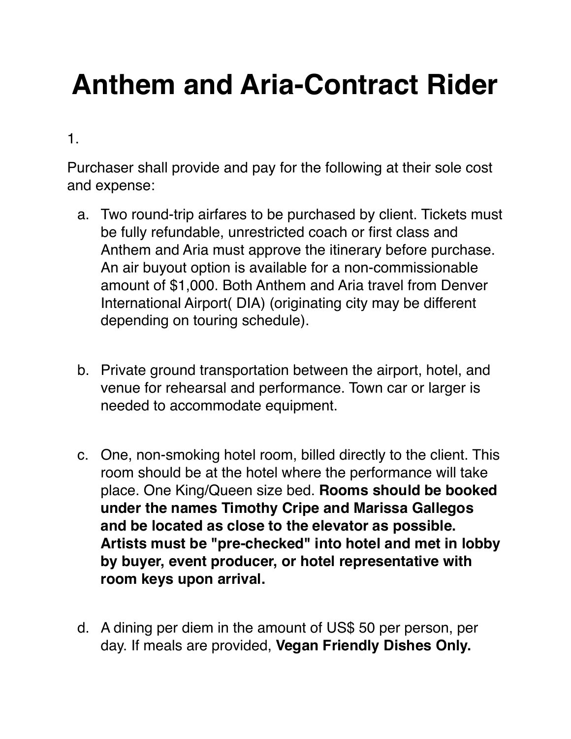# Anthem and Aria-Contract Rider

1.

Purchaser shall provide and pay for the following at their sole cost and expense:

a. Two round-trip airfares to be purchased by client. Tickets must be fully refundable, unrestricted coach or first class and Anthem and Aria must approve the itinerary before purchase. An air buyout option is available for a non-commissionable amount of $1,000. Both Anthem and Aria travel from Denver International Airport( DIA) (originating city may be different depending on touring schedule).

b. Private ground transportation between the airport, hotel, and venue for rehearsal and performance. Town car or larger is needed to accommodate equipment.

c. One, non-smoking hotel room, billed directly to the client. This room should be at the hotel where the performance will take place. One King/Queen size bed. **Rooms should be booked under the names Timothy Cripe and Marissa Gallegos and be located as close to the elevator as possible. Artists must be "pre-checked" into hotel and met in lobby by buyer, event producer, or hotel representative with room keys upon arrival.**

d. A dining per diem in the amount of US$ 50 per person, per day. If meals are provided, **Vegan Friendly Dishes Only.**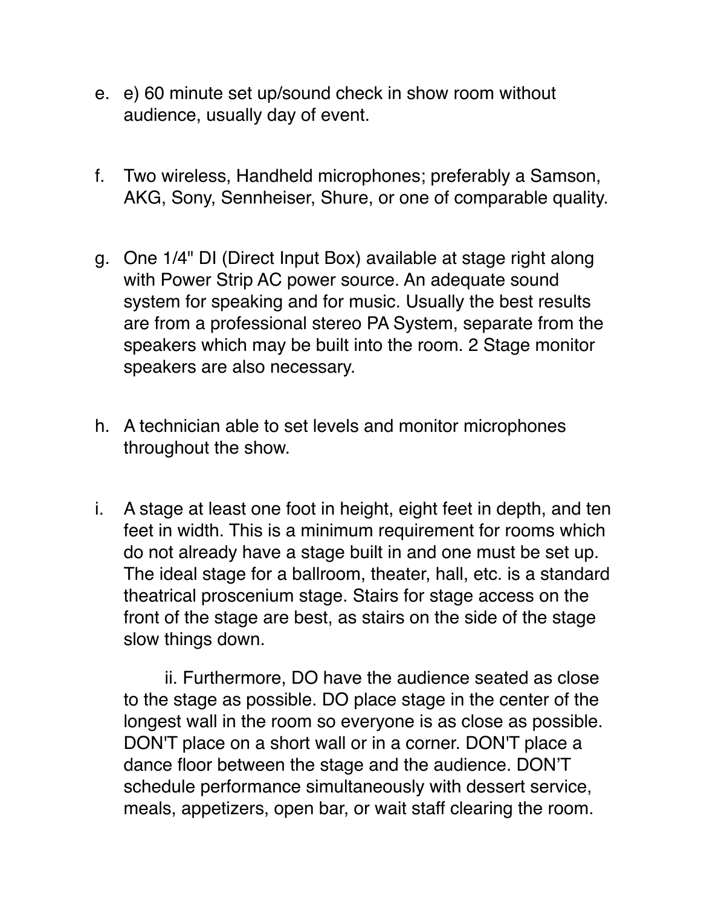e. e) 60 minute set up/sound check in show room without audience, usually day of event.

f. Two wireless, Handheld microphones; preferably a Samson, AKG, Sony, Sennheiser, Shure, or one of comparable quality.

g. One 1/4" DI (Direct Input Box) available at stage right along with Power Strip AC power source. An adequate sound system for speaking and for music. Usually the best results are from a professional stereo PA System, separate from the speakers which may be built into the room. 2 Stage monitor speakers are also necessary.

h. A technician able to set levels and monitor microphones throughout the show.

i. A stage at least one foot in height, eight feet in depth, and ten feet in width. This is a minimum requirement for rooms which do not already have a stage built in and one must be set up. The ideal stage for a ballroom, theater, hall, etc. is a standard theatrical proscenium stage. Stairs for stage access on the front of the stage are best, as stairs on the side of the stage slow things down.

    ii. Furthermore, DO have the audience seated as close to the stage as possible. DO place stage in the center of the longest wall in the room so everyone is as close as possible. DON'T place on a short wall or in a corner. DON'T place a dance floor between the stage and the audience. DON'T schedule performance simultaneously with dessert service, meals, appetizers, open bar, or wait staff clearing the room.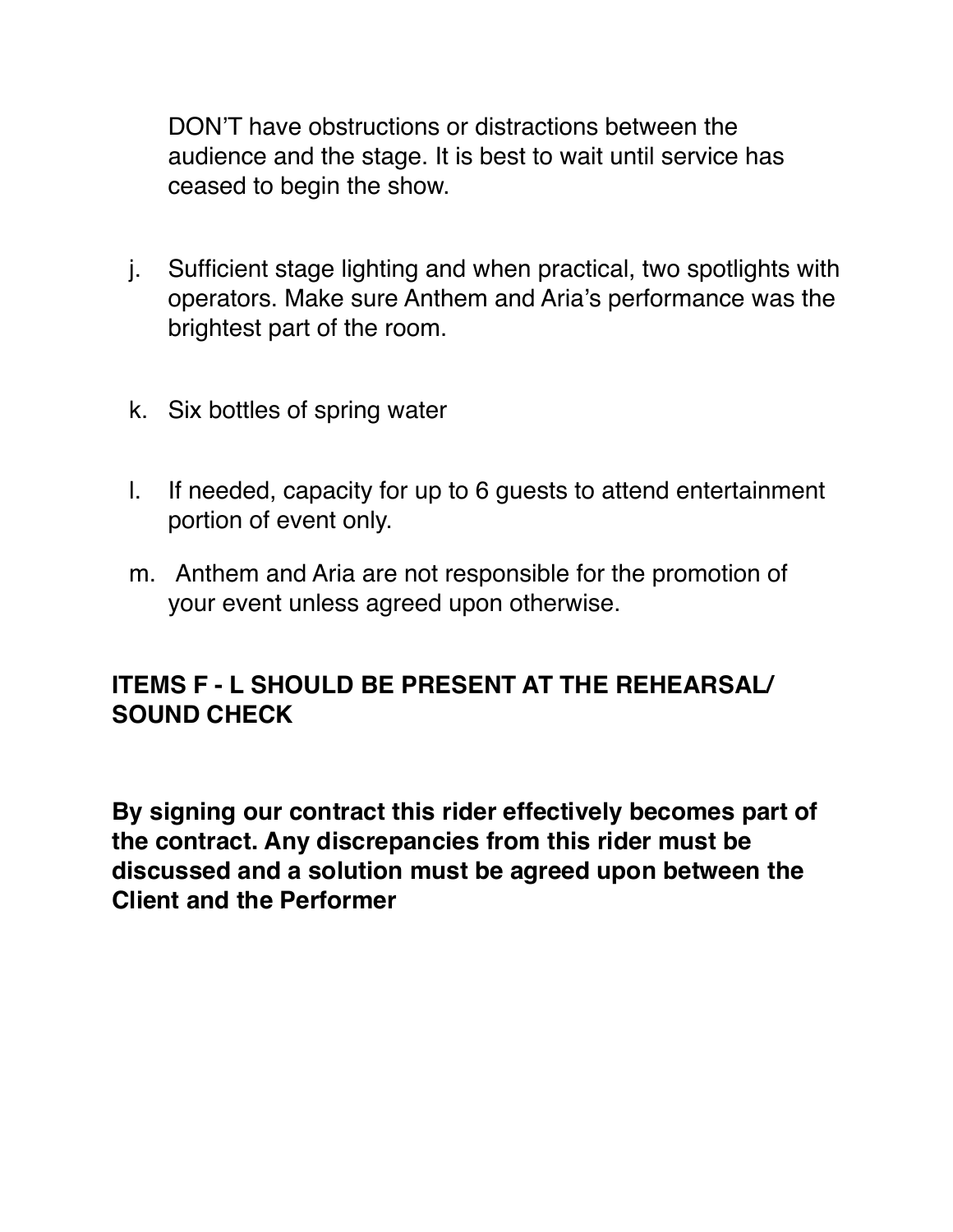DON'T have obstructions or distractions between the audience and the stage. It is best to wait until service has ceased to begin the show.

j. Sufficient stage lighting and when practical, two spotlights with operators. Make sure Anthem and Aria's performance was the brightest part of the room.

k. Six bottles of spring water

l. If needed, capacity for up to 6 guests to attend entertainment portion of event only.

m. Anthem and Aria are not responsible for the promotion of your event unless agreed upon otherwise.

**ITEMS F - L SHOULD BE PRESENT AT THE REHEARSAL/ SOUND CHECK**

**By signing our contract this rider effectively becomes part of the contract. Any discrepancies from this rider must be discussed and a solution must be agreed upon between the Client and the Performer**